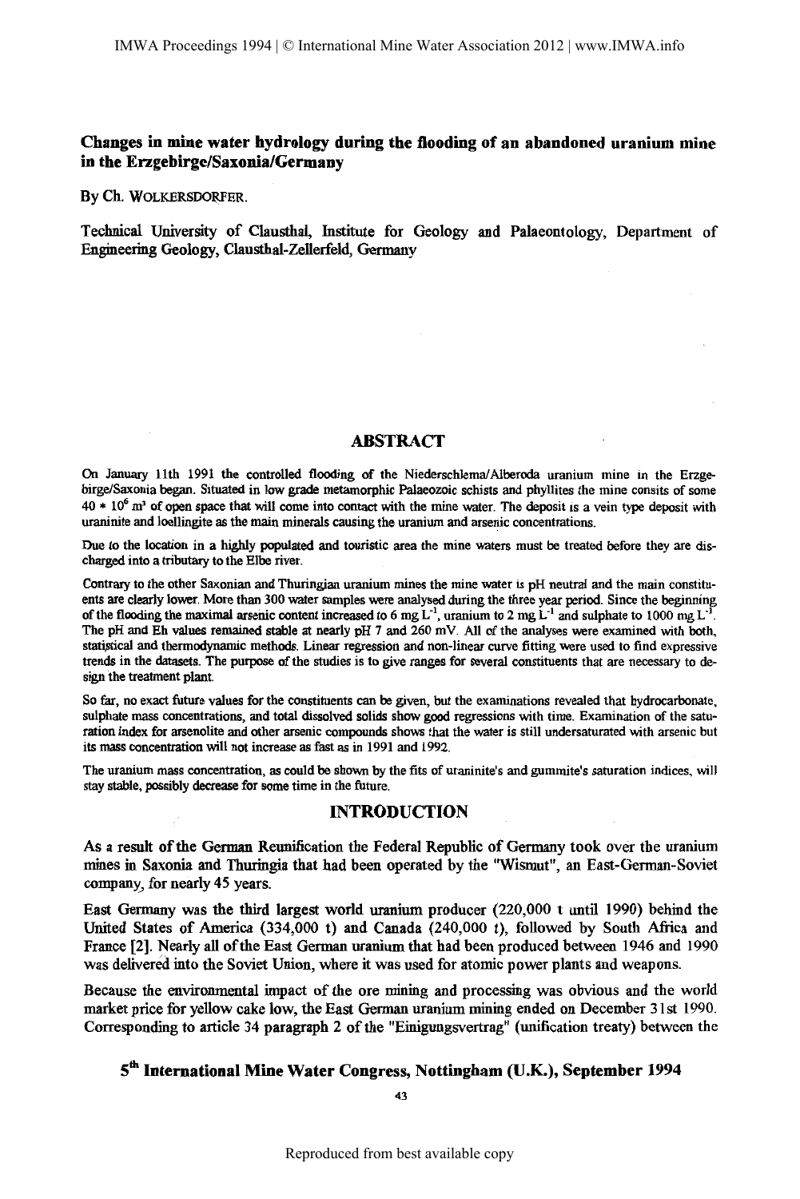# Changes in mine water hydrology during the flooding of an abandoned uranium mine in the Erzgebirge/Saxonia/Germany

By Ch. WOLKERSDORFER.

Technical University of Clausthal, Institute for Geology and Palaeontology, Department of Engineering Geology, Clausthal-Zellerfeld, Germany

## ABSTRACT

On January 11th 1991 the controlled flooding of the Niederschlema/Alberoda uranium mine in the Erzgebirge/Saxonia began. Situated in low grade metamorphic Palaeozoic schists and phyllites the mine consits of some $40 * 10^6$ m³ of open space that will come into contact with the mine water. The deposit is a vein type deposit with uraninite and loellingite as the main minerals causing the uranium and arsenic concentrations.

Due to the location in a highly populated and touristic area the mine waters must be treated before they are discharged into a tributary to the Elbe river.

Contrary to the other Saxonian and Thuringian uranium mines the mine water is pH neutral and the main constituents are clearly lower. More than 300 water samples were analysed during the three year period. Since the beginning of the flooding the maximal arsenic content increased to 6 mg $L^{-1}$, uranium to 2 mg $L^{-1}$ and sulphate to 1000 mg $L^{-1}$. The pH and Eh values remained stable at nearly pH 7 and 260 mV. All of the analyses were examined with both, statistical and thermodynamic methods. Linear regression and non-linear curve fitting were used to find expressive trends in the datasets. The purpose of the studies is to give ranges for several constituents that are necessary to design the treatment plant.

So far, no exact future values for the constituents can be given, but the examinations revealed that hydrocarbonate, sulphate mass concentrations, and total dissolved solids show good regressions with time. Examination of the saturation index for arsenolite and other arsenic compounds shows that the water is still undersaturated with arsenic but its mass concentration will not increase as fast as in 1991 and 1992.

The uranium mass concentration, as could be shown by the fits of uraninite's and gummite's saturation indices, will stay stable, possibly decrease for some time in the future.

## INTRODUCTION

As a result of the German Reunification the Federal Republic of Germany took over the uranium mines in Saxonia and Thuringia that had been operated by the "Wismut", an East-German-Soviet company, for nearly 45 years.

East Germany was the third largest world uranium producer (220,000 t until 1990) behind the United States of America (334,000 t) and Canada (240,000 t), followed by South Africa and France [2]. Nearly all of the East German uranium that had been produced between 1946 and 1990 was delivered into the Soviet Union, where it was used for atomic power plants and weapons.

Because the environmental impact of the ore mining and processing was obvious and the world market price for yellow cake low, the East German uranium mining ended on December 31st 1990. Corresponding to article 34 paragraph 2 of the "Einigungsvertrag" (unification treaty) between the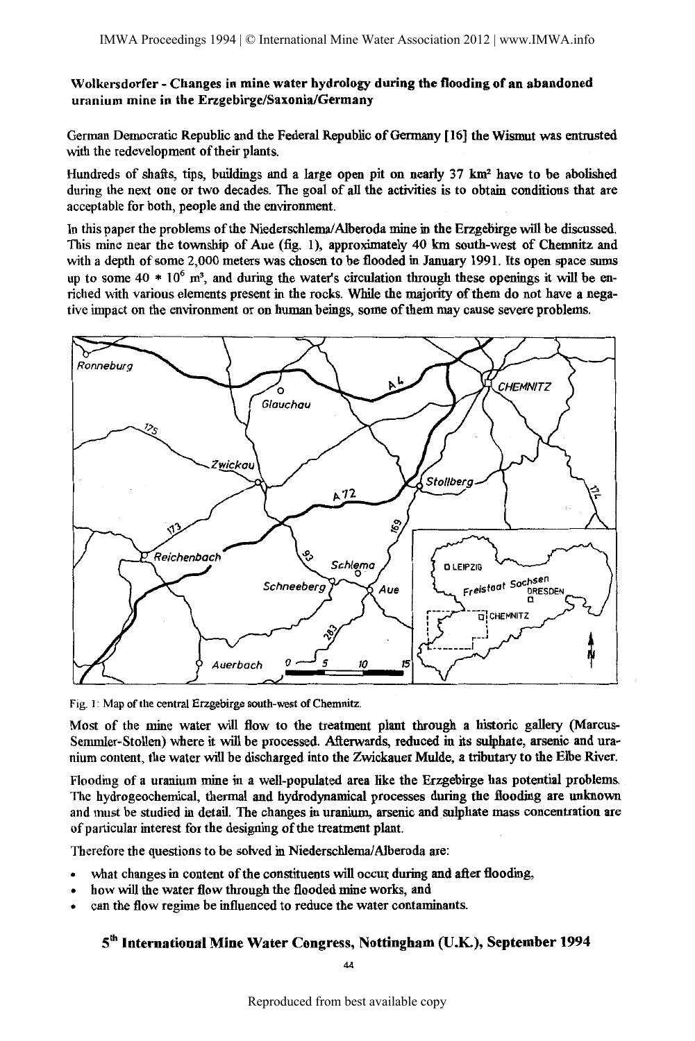German Democratic Republic and the Federal Republic of Germany [16] the Wismut was entrusted with the redevelopment of their plants.

Hundreds of shafts, tips, buildings and a large open pit on nearly 37 km² have to be abolished during the next one or two decades. The goal of all the activities is to obtain conditions that are acceptable for both, people and the environment.

In this paper the problems of the Niederschlema/Alberoda mine in the Erzgebirge will be discussed. This mine near the township of Aue (fig. 1), approximately 40 km south-west of Chemnitz and with a depth of some 2,000 meters was chosen to be flooded in January 1991. Its open space sums up to some $40 * 10^6$ m³, and during the water's circulation through these openings it will be enriched with various elements present in the rocks. While the majority of them do not have a negative impact on the environment or on human beings, some of them may cause severe problems.

Fig. 1: Map of the central Erzgebirge south-west of Chemnitz.

Most of the mine water will flow to the treatment plant through a historic gallery (Marcus-Semmler-Stollen) where it will be processed. Afterwards, reduced in its sulphate, arsenic and uranium content, the water will be discharged into the Zwickauer Mulde, a tributary to the Elbe River.

Flooding of a uranium mine in a well-populated area like the Erzgebirge has potential problems. The hydrogeochemical, thermal and hydrodynamical processes during the flooding are unknown and must be studied in detail. The changes in uranium, arsenic and sulphate mass concentration are of particular interest for the designing of the treatment plant.

Therefore the questions to be solved in Niederschlema/Alberoda are:

- what changes in content of the constituents will occur during and after flooding,
- how will the water flow through the flooded mine works, and
- can the flow regime be influenced to reduce the water contaminants.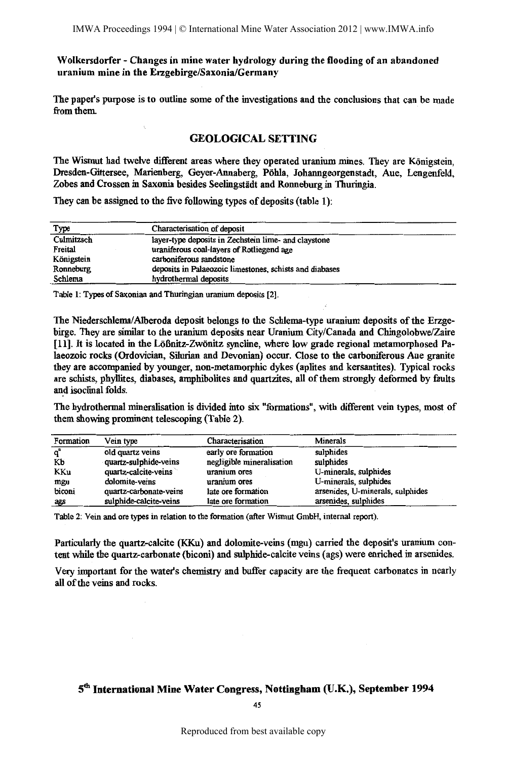**Wolkersdorfer - Changes in mine water hydrology during the flooding of an abandoned uranium mine in the Erzgebirge/Saxonia/Germany**

The paper's purpose is to outline some of the investigations and the conclusions that can be made from them.

## GEOLOGICAL SETTING

The Wismut had twelve different areas where they operated uranium mines. They are Königstein, Dresden-Gittersee, Marienberg, Geyer-Annaberg, Pöhla, Johanngeorgenstadt, Aue, Lengenfeld, Zobes and Crossen in Saxonia besides Seelingstädt and Ronneburg in Thuringia.

They can be assigned to the five following types of deposits (table 1):

| Type | Characterisation of deposit |
|---|---|
| Culmitzsch | layer-type deposits in Zechstein lime- and claystone |
| Freital | uraniferous coal-layers of Rotliegend age |
| Königstein | carboniferous sandstone |
| Ronneburg | deposits in Palaeozoic limestones, schists and diabases |
| Schlema | hydrothermal deposits |

Table 1: Types of Saxonian and Thuringian uranium deposits [2].

The Niederschlema/Alberoda deposit belongs to the Schlema-type uranium deposits of the Erzgebirge. They are similar to the uranium deposits near Uranium City/Canada and Chingolobwe/Zaire [11]. It is located in the Lößnitz-Zwönitz syncline, where low grade regional metamorphosed Palaeozoic rocks (Ordovician, Silurian and Devonian) occur. Close to the carboniferous Aue granite they are accompanied by younger, non-metamorphic dykes (aplites and kersantites). Typical rocks are schists, phyllites, diabases, amphibolites and quartzites, all of them strongly deformed by faults and isoclinal folds.

The hydrothermal mineralisation is divided into six "formations", with different vein types, most of them showing prominent telescoping (Table 2).

| Formation | Vein type | Characterisation | Minerals |
|---|---|---|---|
| $q^a$ | old quartz veins | early ore formation | sulphides |
| Kb | quartz-sulphide-veins | negligible mineralisation | sulphides |
| KKu | quartz-calcite-veins | uranium ores | U-minerals, sulphides |
| mgu | dolomite-veins | uranium ores | U-minerals, sulphides |
| biconi | quartz-carbonate-veins | late ore formation | arsenides, U-minerals, sulphides |
| ags | sulphide-calcite-veins | late ore formation | arsenides, sulphides |

Table 2: Vein and ore types in relation to the formation (after Wismut GmbH, internal report).

Particularly the quartz-calcite (KKu) and dolomite-veins (mgu) carried the deposit's uranium content while the quartz-carbonate (biconi) and sulphide-calcite veins (ags) were enriched in arsenides.

Very important for the water's chemistry and buffer capacity are the frequent carbonates in nearly all of the veins and rocks.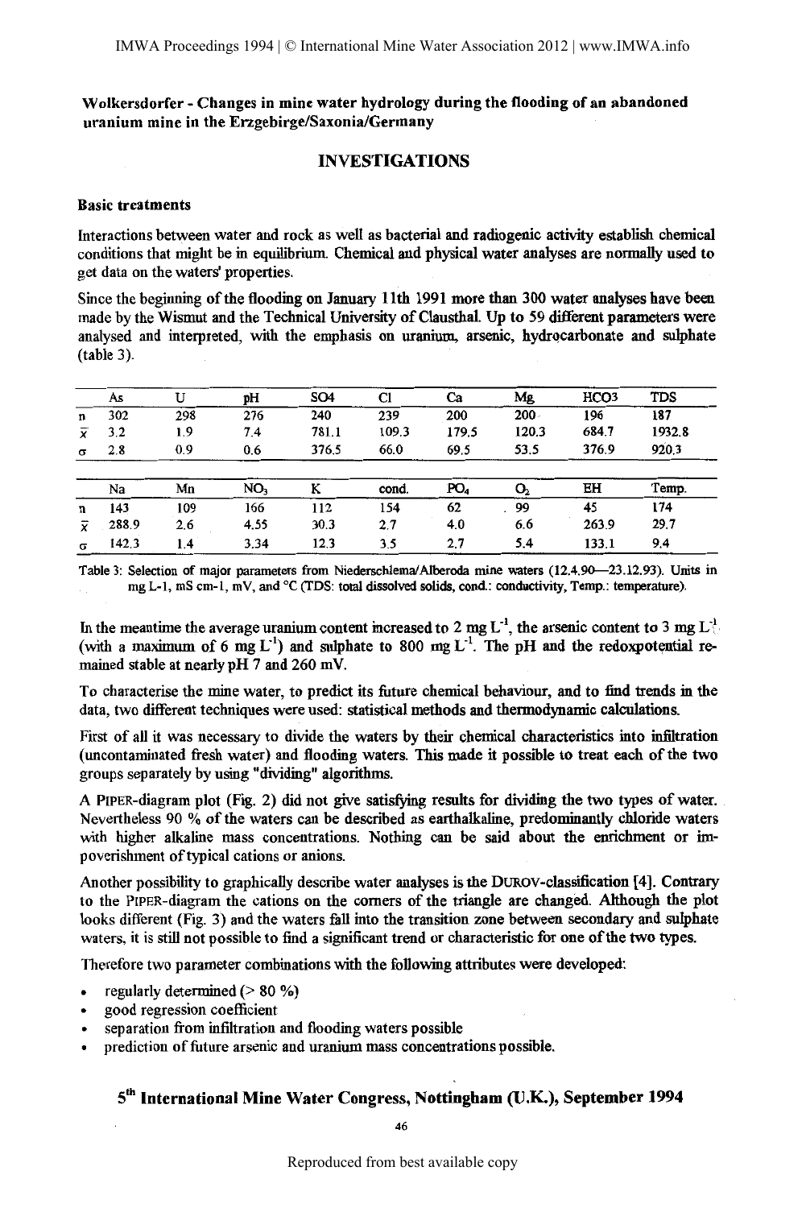**Wolkersdorfer - Changes in mine water hydrology during the flooding of an abandoned uranium mine in the Erzgebirge/Saxonia/Germany**

## INVESTIGATIONS

### Basic treatments

Interactions between water and rock as well as bacterial and radiogenic activity establish chemical conditions that might be in equilibrium. Chemical and physical water analyses are normally used to get data on the waters' properties.

Since the beginning of the flooding on January 11th 1991 more than 300 water analyses have been made by the Wismut and the Technical University of Clausthal. Up to 59 different parameters were analysed and interpreted, with the emphasis on uranium, arsenic, hydrocarbonate and sulphate (table 3).

| | As | U | pH | SO4 | Cl | Ca | Mg | HCO3 | TDS |
|---|---|---|---|---|---|---|---|---|---|
| n | 302 | 298 | 276 | 240 | 239 | 200 | 200 | 196 | 187 |
| $\bar{x}$ | 3.2 | 1.9 | 7.4 | 781.1 | 109.3 | 179.5 | 120.3 | 684.7 | 1932.8 |
| σ | 2.8 | 0.9 | 0.6 | 376.5 | 66.0 | 69.5 | 53.5 | 376.9 | 920.3 |

| | Na | Mn | $NO_3$ | K | cond. | $PO_4$ | $O_2$ | EH | Temp. |
|---|---|---|---|---|---|---|---|---|---|
| n | 143 | 109 | 166 | 112 | 154 | 62 | 99 | 45 | 174 |
| $\bar{x}$ | 288.9 | 2.6 | 4.55 | 30.3 | 2.7 | 4.0 | 6.6 | 263.9 | 29.7 |
| σ | 142.3 | 1.4 | 3.34 | 12.3 | 3.5 | 2.7 | 5.4 | 133.1 | 9.4 |

Table 3: Selection of major parameters from Niederschlema/Alberoda mine waters (12.4.90—23.12.93). Units in mg L-1, mS cm-1, mV, and °C (TDS: total dissolved solids, cond.: conductivity, Temp.: temperature).

In the meantime the average uranium content increased to 2 mg $L^{-1}$, the arsenic content to 3 mg $L^{-1}$ (with a maximum of 6 mg $L^{-1}$) and sulphate to 800 mg $L^{-1}$. The pH and the redoxpotential remained stable at nearly pH 7 and 260 mV.

To characterise the mine water, to predict its future chemical behaviour, and to find trends in the data, two different techniques were used: statistical methods and thermodynamic calculations.

First of all it was necessary to divide the waters by their chemical characteristics into infiltration (uncontaminated fresh water) and flooding waters. This made it possible to treat each of the two groups separately by using "dividing" algorithms.

A PIPER-diagram plot (Fig. 2) did not give satisfying results for dividing the two types of water. Nevertheless 90 % of the waters can be described as earthalkaline, predominantly chloride waters with higher alkaline mass concentrations. Nothing can be said about the enrichment or impoverishment of typical cations or anions.

Another possibility to graphically describe water analyses is the DUROV-classification [4]. Contrary to the PIPER-diagram the cations on the corners of the triangle are changed. Although the plot looks different (Fig. 3) and the waters fall into the transition zone between secondary and sulphate waters, it is still not possible to find a significant trend or characteristic for one of the two types.

Therefore two parameter combinations with the following attributes were developed:

- regularly determined (> 80 %)
- good regression coefficient
- separation from infiltration and flooding waters possible
- prediction of future arsenic and uranium mass concentrations possible.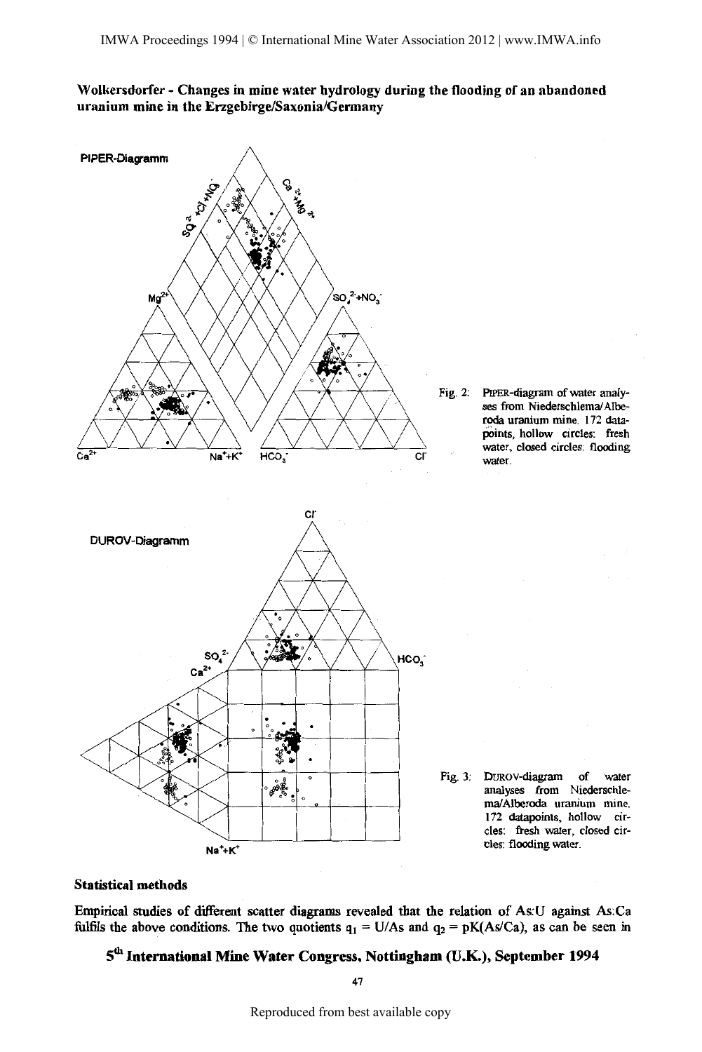Fig. 2: PIPER-diagram of water analyses from Niederschlema/Alberoda uranium mine. 172 datapoints, hollow circles: fresh water, closed circles: flooding water.

Fig. 3: DUROV-diagram of water analyses from Niederschlema/Alberoda uranium mine. 172 datapoints, hollow circles: fresh water, closed circles: flooding water.

## Statistical methods

Empirical studies of different scatter diagrams revealed that the relation of As:U against As:Ca fulfils the above conditions. The two quotients $q_1 = U/As$ and $q_2 = pK(As/Ca)$, as can be seen in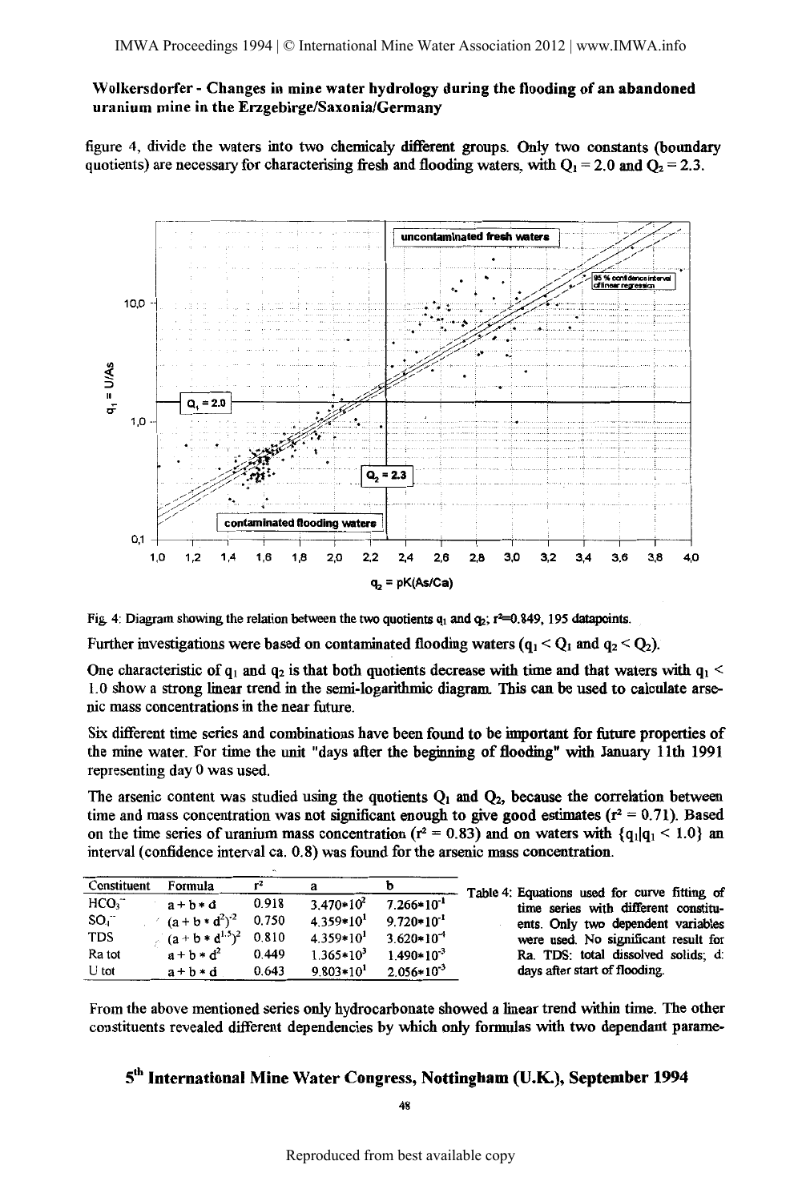figure 4, divide the waters into two chemicaly different groups. Only two constants (boundary quotients) are necessary for characterising fresh and flooding waters, with $Q_1 = 2.0$ and $Q_2 = 2.3$.

Fig. 4: Diagram showing the relation between the two quotients $q_1$ and $q_2$; $r^2=0.849$, 195 datapoints.

Further investigations were based on contaminated flooding waters ($q_1 < Q_1$ and $q_2 < Q_2$).

One characteristic of $q_1$ and $q_2$ is that both quotients decrease with time and that waters with $q_1 < 1.0$ show a strong linear trend in the semi-logarithmic diagram. This can be used to calculate arsenic mass concentrations in the near future.

Six different time series and combinations have been found to be important for future properties of the mine water. For time the unit "days after the beginning of flooding" with January 11th 1991 representing day 0 was used.

The arsenic content was studied using the quotients $Q_1$ and $Q_2$, because the correlation between time and mass concentration was not significant enough to give good estimates ($r^2 = 0.71$). Based on the time series of uranium mass concentration ($r^2 = 0.83$) and on waters with $\{q_1|q_1 < 1.0\}$ an interval (confidence interval ca. 0.8) was found for the arsenic mass concentration.

| Constituent | Formula | $r^2$ | a | b |
|---|---|---|---|---|
| $HCO_3^-$ | $a + b * d$ | 0.918 | $3.470*10^2$ | $7.266*10^{-1}$ |
| $SO_4^{--}$ | $(a + b * d^2)^{-2}$ | 0.750 | $4.359*10^1$ | $9.720*10^{-1}$ |
| TDS | $(a + b * d^{1.5})^2$ | 0.810 | $4.359*10^1$ | $3.620*10^{-4}$ |
| Ra tot | $a + b * d^2$ | 0.449 | $1.365*10^3$ | $1.490*10^{-3}$ |
| U tot | $a + b * d$ | 0.643 | $9.803*10^1$ | $2.056*10^{-3}$ |

Table 4: Equations used for curve fitting of time series with different constituents. Only two dependent variables were used. No significant result for Ra. TDS: total dissolved solids; d: days after start of flooding.

From the above mentioned series only hydrocarbonate showed a linear trend within time. The other constituents revealed different dependencies by which only formulas with two dependant parame-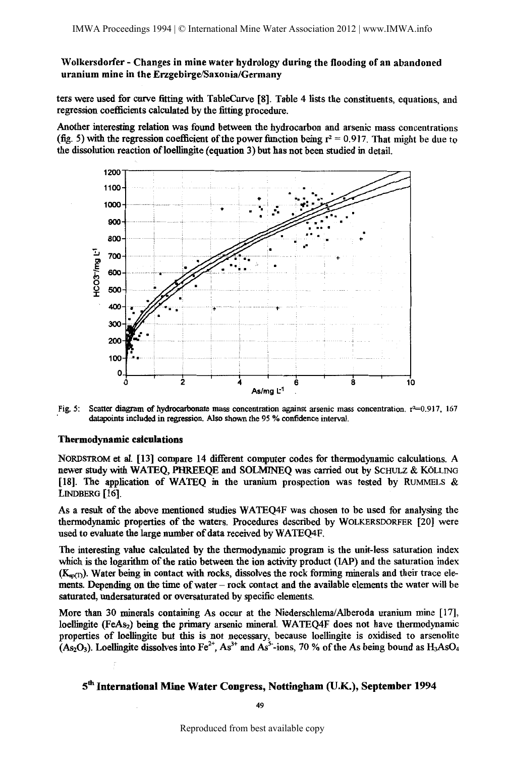ters were used for curve fitting with TableCurve [8]. Table 4 lists the constituents, equations, and regression coefficients calculated by the fitting procedure.

Another interesting relation was found between the hydrocarbon and arsenic mass concentrations (fig. 5) with the regression coefficient of the power function being $r^2 = 0.917$. That might be due to the dissolution reaction of loellingite (equation 3) but has not been studied in detail.

Fig. 5: Scatter diagram of hydrocarbonate mass concentration against arsenic mass concentration. $r^2$=0.917, 167 datapoints included in regression. Also shown the 95 % confidence interval.

### Thermodynamic calculations

NORDSTROM et al. [13] compare 14 different computer codes for thermodynamic calculations. A newer study with WATEQ, PHREEQE and SOLMINEQ was carried out by SCHULZ & KÖLLING [18]. The application of WATEQ in the uranium prospection was tested by RUMMELS & LINDBERG [16].

As a result of the above mentioned studies WATEQ4F was chosen to be used for analysing the thermodynamic properties of the waters. Procedures described by WOLKERSDORFER [20] were used to evaluate the large number of data received by WATEQ4F.

The interesting value calculated by the thermodynamic program is the unit-less saturation index which is the logarithm of the ratio between the ion activity product (IAP) and the saturation index ($K_{sp(T)}$). Water being in contact with rocks, dissolves the rock forming minerals and their trace elements. Depending on the time of water – rock contact and the available elements the water will be saturated, undersaturated or oversaturated by specific elements.

More than 30 minerals containing As occur at the Niederschlema/Alberoda uranium mine [17], loellingite ($FeAs_2$) being the primary arsenic mineral. WATEQ4F does not have thermodynamic properties of loellingite but this is not necessary, because loellingite is oxidised to arsenolite ($As_2O_3$). Loellingite dissolves into $Fe^{2+}$, $As^{3+}$ and $As^{5-}$-ions, 70 % of the As being bound as $H_3AsO_4$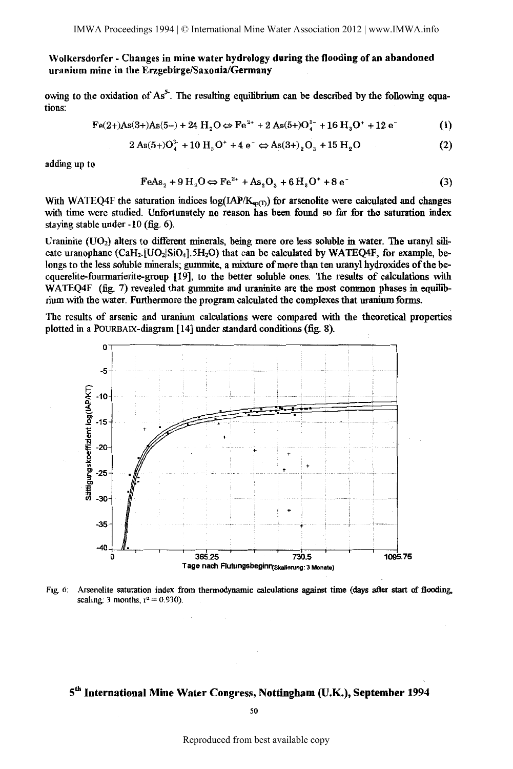owing to the oxidation of $As^{5-}$. The resulting equilibrium can be described by the following equations:

$$Fe(2+)As(3+)As(5-) + 24\,H_2O \Leftrightarrow Fe^{2+} + 2\,As(5+)O_4^{3-} + 16\,H_3O^+ + 12\,e^- \quad (1)$$

$$2\,As(5+)O_4^{3-} + 10\,H_3O^+ + 4\,e^- \Leftrightarrow As(3+)_2O_3 + 15\,H_2O \quad (2)$$

adding up to

$$FeAs_2 + 9\,H_2O \Leftrightarrow Fe^{2+} + As_2O_3 + 6\,H_3O^+ + 8\,e^- \quad (3)$$

With WATEQ4F the saturation indices $\log(IAP/K_{sp(T)})$ for arsenolite were calculated and changes with time were studied. Unfortunately no reason has been found so far for the saturation index staying stable under -10 (fig. 6).

Uraninite ($UO_2$) alters to different minerals, being more ore less soluble in water. The uranyl silicate uranophane ($CaH_2.[UO_2|SiO_4].5H_2O$) that can be calculated by WATEQ4F, for example, belongs to the less soluble minerals; gummite, a mixture of more than ten uranyl hydroxides of the becquerelite-fourmarierite-group [19], to the better soluble ones. The results of calculations with WATEQ4F (fig. 7) revealed that gummite and uraninite are the most common phases in equilibrium with the water. Furthermore the program calculated the complexes that uranium forms.

The results of arsenic and uranium calculations were compared with the theoretical properties plotted in a POURBAIX-diagram [14] under standard conditions (fig. 8).

Fig. 6: Arsenolite saturation index from thermodynamic calculations against time (days after start of flooding, scaling: 3 months, $r^2 = 0.930$).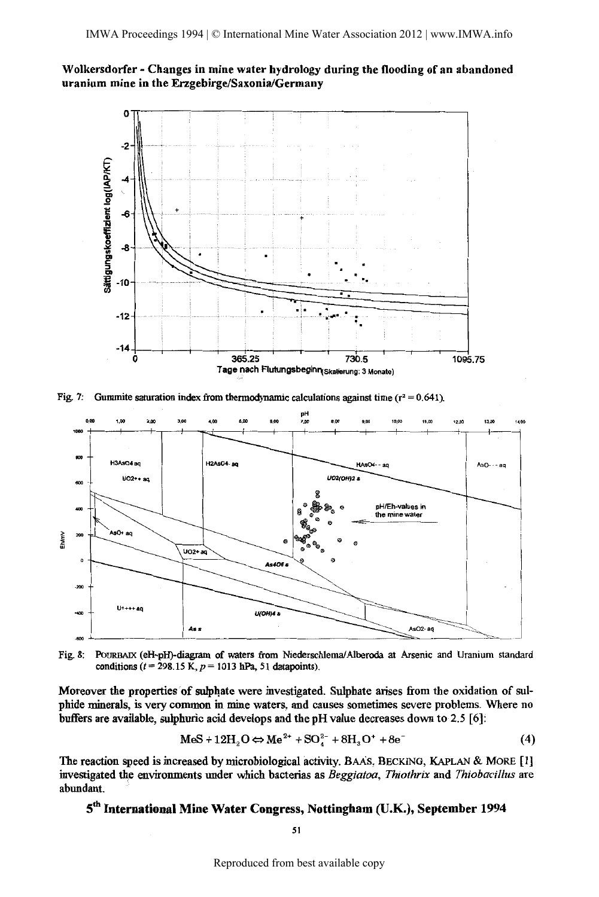Fig. 7: Gummite saturation index from thermodynamic calculations against time ($r^2 = 0.641$).

Fig. 8: POURBAIX (eH-pH)-diagram of waters from Niederschlema/Alberoda at Arsenic and Uranium standard conditions ($t = 298.15$ K, $p = 1013$ hPa, 51 datapoints).

Moreover the properties of sulphate were investigated. Sulphate arises from the oxidation of sulphide minerals, is very common in mine waters, and causes sometimes severe problems. Where no buffers are available, sulphuric acid develops and the pH value decreases down to 2.5 [6]:

$$MeS + 12H_2O \Leftrightarrow Me^{2+} + SO_4^{2-} + 8H_3O^+ + 8e^- \tag{4}$$

The reaction speed is increased by microbiological activity. BAAS, BECKING, KAPLAN & MORE [1] investigated the environments under which bacterias as *Beggiatoa*, *Thiothrix* and *Thiobacillus* are abundant.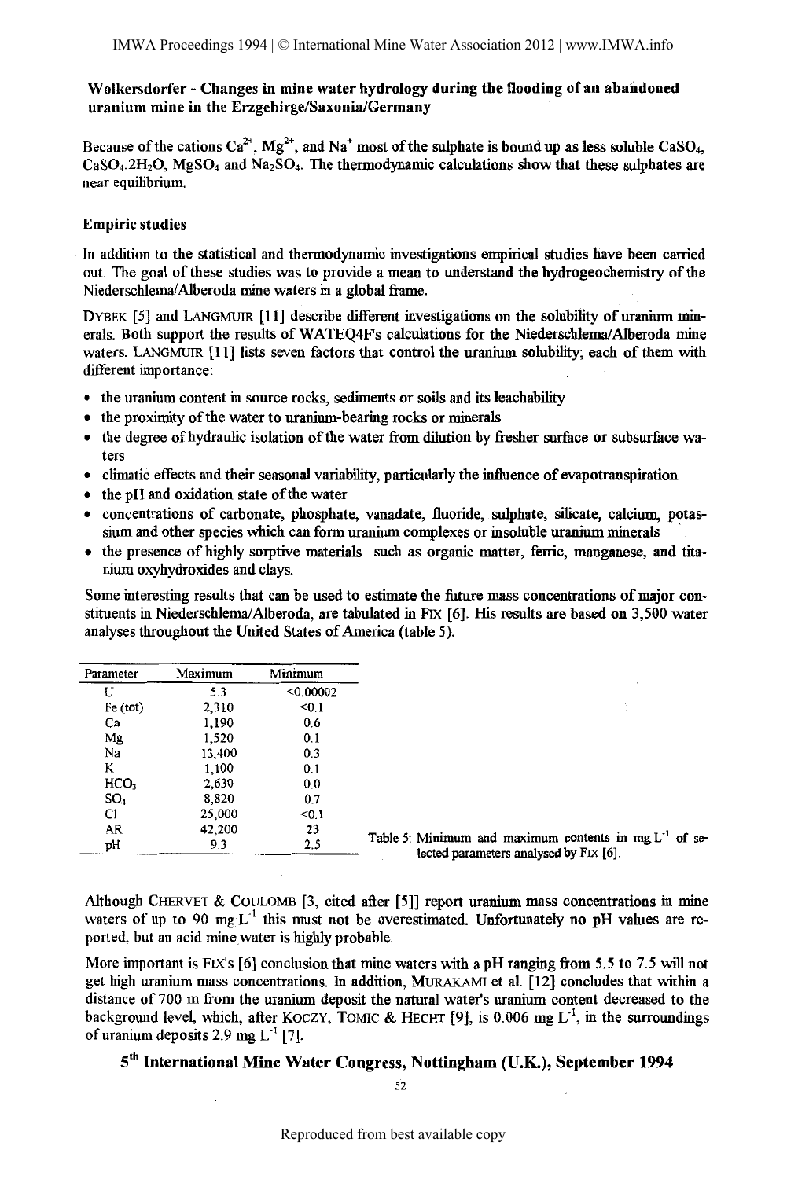Because of the cations $Ca^{2+}$, $Mg^{2+}$, and $Na^{+}$ most of the sulphate is bound up as less soluble $CaSO_4$, $CaSO_4.2H_2O$, $MgSO_4$ and $Na_2SO_4$. The thermodynamic calculations show that these sulphates are near equilibrium.

### Empiric studies

In addition to the statistical and thermodynamic investigations empirical studies have been carried out. The goal of these studies was to provide a mean to understand the hydrogeochemistry of the Niederschlema/Alberoda mine waters in a global frame.

DYBEK [5] and LANGMUIR [11] describe different investigations on the solubility of uranium minerals. Both support the results of WATEQ4F's calculations for the Niederschlema/Alberoda mine waters. LANGMUIR [11] lists seven factors that control the uranium solubility; each of them with different importance:

- the uranium content in source rocks, sediments or soils and its leachability
- the proximity of the water to uranium-bearing rocks or minerals
- the degree of hydraulic isolation of the water from dilution by fresher surface or subsurface waters
- climatic effects and their seasonal variability, particularly the influence of evapotranspiration
- the pH and oxidation state of the water
- concentrations of carbonate, phosphate, vanadate, fluoride, sulphate, silicate, calcium, potassium and other species which can form uranium complexes or insoluble uranium minerals
- the presence of highly sorptive materials such as organic matter, ferric, manganese, and titanium oxyhydroxides and clays.

Some interesting results that can be used to estimate the future mass concentrations of major constituents in Niederschlema/Alberoda, are tabulated in FIX [6]. His results are based on 3,500 water analyses throughout the United States of America (table 5).

| Parameter | Maximum | Minimum |
|---|---|---|
| U | 5.3 | <0.00002 |
| Fe (tot) | 2,310 | <0.1 |
| Ca | 1,190 | 0.6 |
| Mg | 1,520 | 0.1 |
| Na | 13,400 | 0.3 |
| K | 1,100 | 0.1 |
| $HCO_3$ | 2,630 | 0.0 |
| $SO_4$ | 8,820 | 0.7 |
| Cl | 25,000 | <0.1 |
| AR | 42,200 | 23 |
| pH | 9.3 | 2.5 |

Table 5: Minimum and maximum contents in mg $L^{-1}$ of selected parameters analysed by FIX [6].

Although CHERVET & COULOMB [3, cited after [5]] report uranium mass concentrations in mine waters of up to 90 mg $L^{-1}$ this must not be overestimated. Unfortunately no pH values are reported, but an acid mine water is highly probable.

More important is FIX's [6] conclusion that mine waters with a pH ranging from 5.5 to 7.5 will not get high uranium mass concentrations. In addition, MURAKAMI et al. [12] concludes that within a distance of 700 m from the uranium deposit the natural water's uranium content decreased to the background level, which, after KOCZY, TOMIC & HECHT [9], is 0.006 mg $L^{-1}$, in the surroundings of uranium deposits 2.9 mg $L^{-1}$ [7].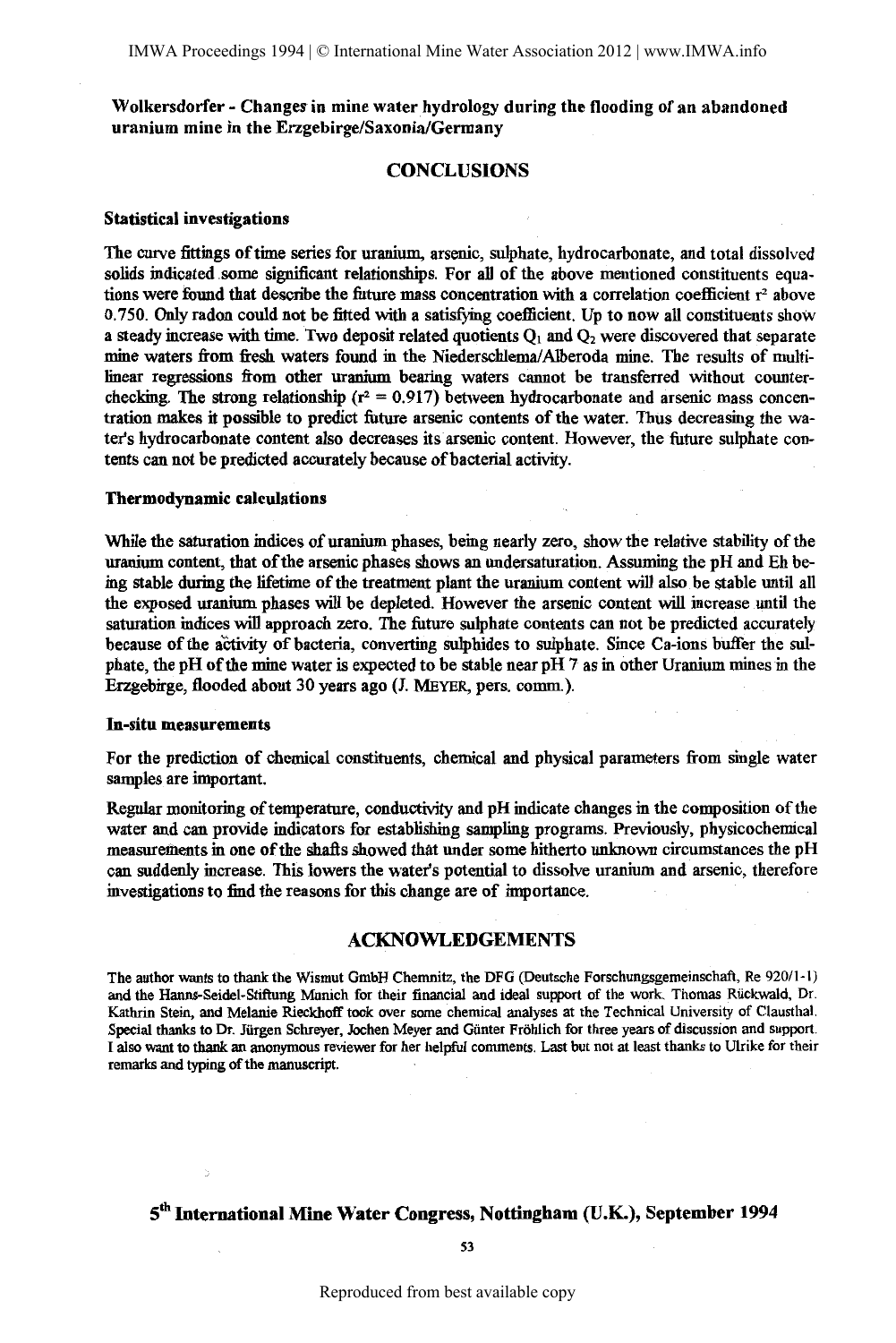## CONCLUSIONS

### Statistical investigations

The curve fittings of time series for uranium, arsenic, sulphate, hydrocarbonate, and total dissolved solids indicated some significant relationships. For all of the above mentioned constituents equations were found that describe the future mass concentration with a correlation coefficient $r^2$ above 0.750. Only radon could not be fitted with a satisfying coefficient. Up to now all constituents show a steady increase with time. Two deposit related quotients $Q_1$ and $Q_2$ were discovered that separate mine waters from fresh waters found in the Niederschlema/Alberoda mine. The results of multilinear regressions from other uranium bearing waters cannot be transferred without counterchecking. The strong relationship ($r^2 = 0.917$) between hydrocarbonate and arsenic mass concentration makes it possible to predict future arsenic contents of the water. Thus decreasing the water's hydrocarbonate content also decreases its arsenic content. However, the future sulphate contents can not be predicted accurately because of bacterial activity.

### Thermodynamic calculations

While the saturation indices of uranium phases, being nearly zero, show the relative stability of the uranium content, that of the arsenic phases shows an undersaturation. Assuming the pH and Eh being stable during the lifetime of the treatment plant the uranium content will also be stable until all the exposed uranium phases will be depleted. However the arsenic content will increase until the saturation indices will approach zero. The future sulphate contents can not be predicted accurately because of the activity of bacteria, converting sulphides to sulphate. Since Ca-ions buffer the sulphate, the pH of the mine water is expected to be stable near pH 7 as in other Uranium mines in the Erzgebirge, flooded about 30 years ago (J. MEYER, pers. comm.).

### In-situ measurements

For the prediction of chemical constituents, chemical and physical parameters from single water samples are important.

Regular monitoring of temperature, conductivity and pH indicate changes in the composition of the water and can provide indicators for establishing sampling programs. Previously, physicochemical measurements in one of the shafts showed that under some hitherto unknown circumstances the pH can suddenly increase. This lowers the water's potential to dissolve uranium and arsenic, therefore investigations to find the reasons for this change are of importance.

## ACKNOWLEDGEMENTS

The author wants to thank the Wismut GmbH Chemnitz, the DFG (Deutsche Forschungsgemeinschaft, Re 920/1-1) and the Hanns-Seidel-Stiftung Munich for their financial and ideal support of the work. Thomas Rückwald, Dr. Kathrin Stein, and Melanie Rieckhoff took over some chemical analyses at the Technical University of Clausthal. Special thanks to Dr. Jürgen Schreyer, Jochen Meyer and Günter Fröhlich for three years of discussion and support. I also want to thank an anonymous reviewer for her helpful comments. Last but not at least thanks to Ulrike for their remarks and typing of the manuscript.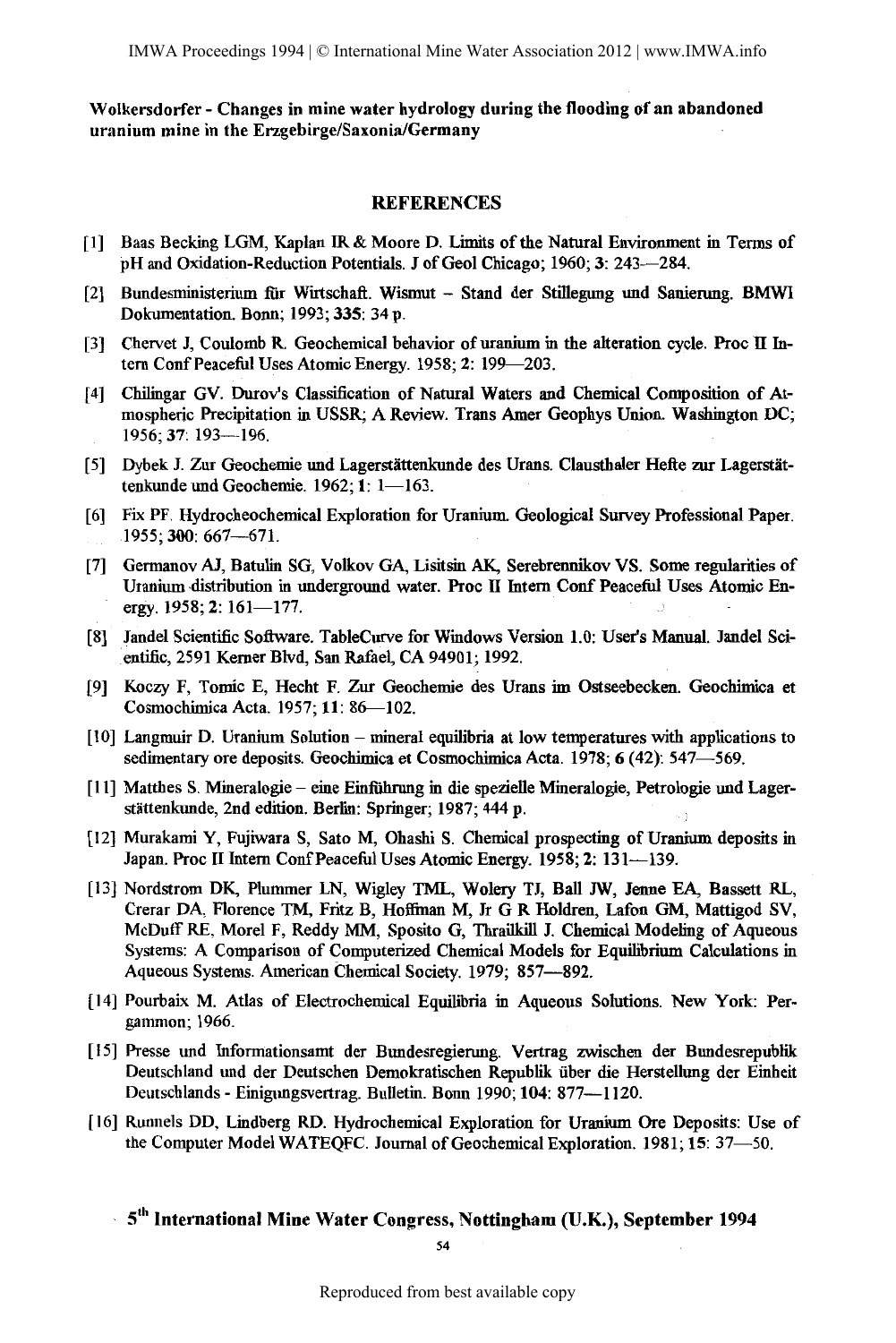Wolkersdorfer - Changes in mine water hydrology during the flooding of an abandoned uranium mine in the Erzgebirge/Saxonia/Germany

## REFERENCES

[1] Baas Becking LGM, Kaplan IR & Moore D. Limits of the Natural Environment in Terms of pH and Oxidation-Reduction Potentials. J of Geol Chicago; 1960; **3**: 243—284.

[2] Bundesministerium für Wirtschaft. Wismut – Stand der Stillegung und Sanierung. BMWI Dokumentation. Bonn; 1993; **335**: 34 p.

[3] Chervet J, Coulomb R. Geochemical behavior of uranium in the alteration cycle. Proc II Intern Conf Peaceful Uses Atomic Energy. 1958; **2**: 199—203.

[4] Chilingar GV. Durov's Classification of Natural Waters and Chemical Composition of Atmospheric Precipitation in USSR; A Review. Trans Amer Geophys Union. Washington DC; 1956; **37**: 193—196.

[5] Dybek J. Zur Geochemie und Lagerstättenkunde des Urans. Clausthaler Hefte zur Lagerstättenkunde und Geochemie. 1962; **1**: 1—163.

[6] Fix PF. Hydrocheochemical Exploration for Uranium. Geological Survey Professional Paper. 1955; **300**: 667—671.

[7] Germanov AJ, Batulin SG, Volkov GA, Lisitsin AK, Serebrennikov VS. Some regularities of Uranium distribution in underground water. Proc II Intern Conf Peaceful Uses Atomic Energy. 1958; **2**: 161—177.

[8] Jandel Scientific Software. TableCurve for Windows Version 1.0: User's Manual. Jandel Scientific, 2591 Kerner Blvd, San Rafael, CA 94901; 1992.

[9] Koczy F, Tomic E, Hecht F. Zur Geochemie des Urans im Ostseebecken. Geochimica et Cosmochimica Acta. 1957; **11**: 86—102.

[10] Langmuir D. Uranium Solution – mineral equilibria at low temperatures with applications to sedimentary ore deposits. Geochimica et Cosmochimica Acta. 1978; **6** (42): 547—569.

[11] Matthes S. Mineralogie – eine Einführung in die spezielle Mineralogie, Petrologie und Lagerstättenkunde, 2nd edition. Berlin: Springer; 1987; 444 p.

[12] Murakami Y, Fujiwara S, Sato M, Ohashi S. Chemical prospecting of Uranium deposits in Japan. Proc II Intern Conf Peaceful Uses Atomic Energy. 1958; **2**: 131—139.

[13] Nordstrom DK, Plummer LN, Wigley TML, Wolery TJ, Ball JW, Jenne EA, Bassett RL, Crerar DA, Florence TM, Fritz B, Hoffman M, Jr G R Holdren, Lafon GM, Mattigod SV, McDuff RE, Morel F, Reddy MM, Sposito G, Thrailkill J. Chemical Modeling of Aqueous Systems: A Comparison of Computerized Chemical Models for Equilibrium Calculations in Aqueous Systems. American Chemical Society. 1979; 857—892.

[14] Pourbaix M. Atlas of Electrochemical Equilibria in Aqueous Solutions. New York: Pergammon; 1966.

[15] Presse und Informationsamt der Bundesregierung. Vertrag zwischen der Bundesrepublik Deutschland und der Deutschen Demokratischen Republik über die Herstellung der Einheit Deutschlands - Einigungsvertrag. Bulletin. Bonn 1990; **104**: 877—1120.

[16] Runnels DD, Lindberg RD. Hydrochemical Exploration for Uranium Ore Deposits: Use of the Computer Model WATEQFC. Journal of Geochemical Exploration. 1981; **15**: 37—50.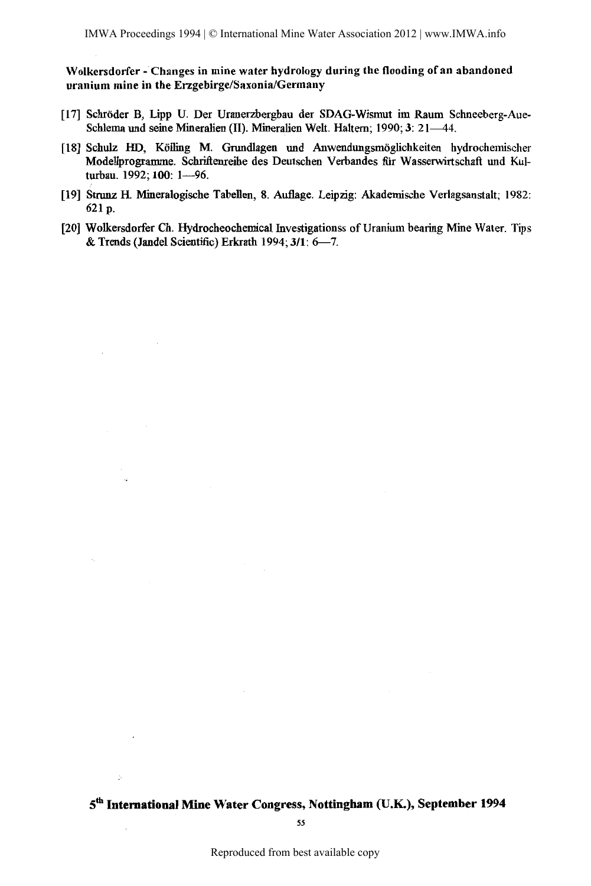[17] Schröder B, Lipp U. Der Uranerzbergbau der SDAG-Wismut im Raum Schneeberg-Aue-Schlema und seine Mineralien (II). Mineralien Welt. Haltern; 1990; **3**: 21—44.

[18] Schulz HD, Kölling M. Grundlagen und Anwendungsmöglichkeiten hydrochemischer Modellprogramme. Schriftenreihe des Deutschen Verbandes für Wasserwirtschaft und Kulturbau. 1992; **100**: 1—96.

[19] Strunz H. Mineralogische Tabellen, 8. Auflage. Leipzig: Akademische Verlagsanstalt; 1982: 621 p.

[20] Wolkersdorfer Ch. Hydrocheochemical Investigationss of Uranium bearing Mine Water. Tips & Trends (Jandel Scientific) Erkrath 1994; **3/1**: 6—7.

Reproduced from best available copy